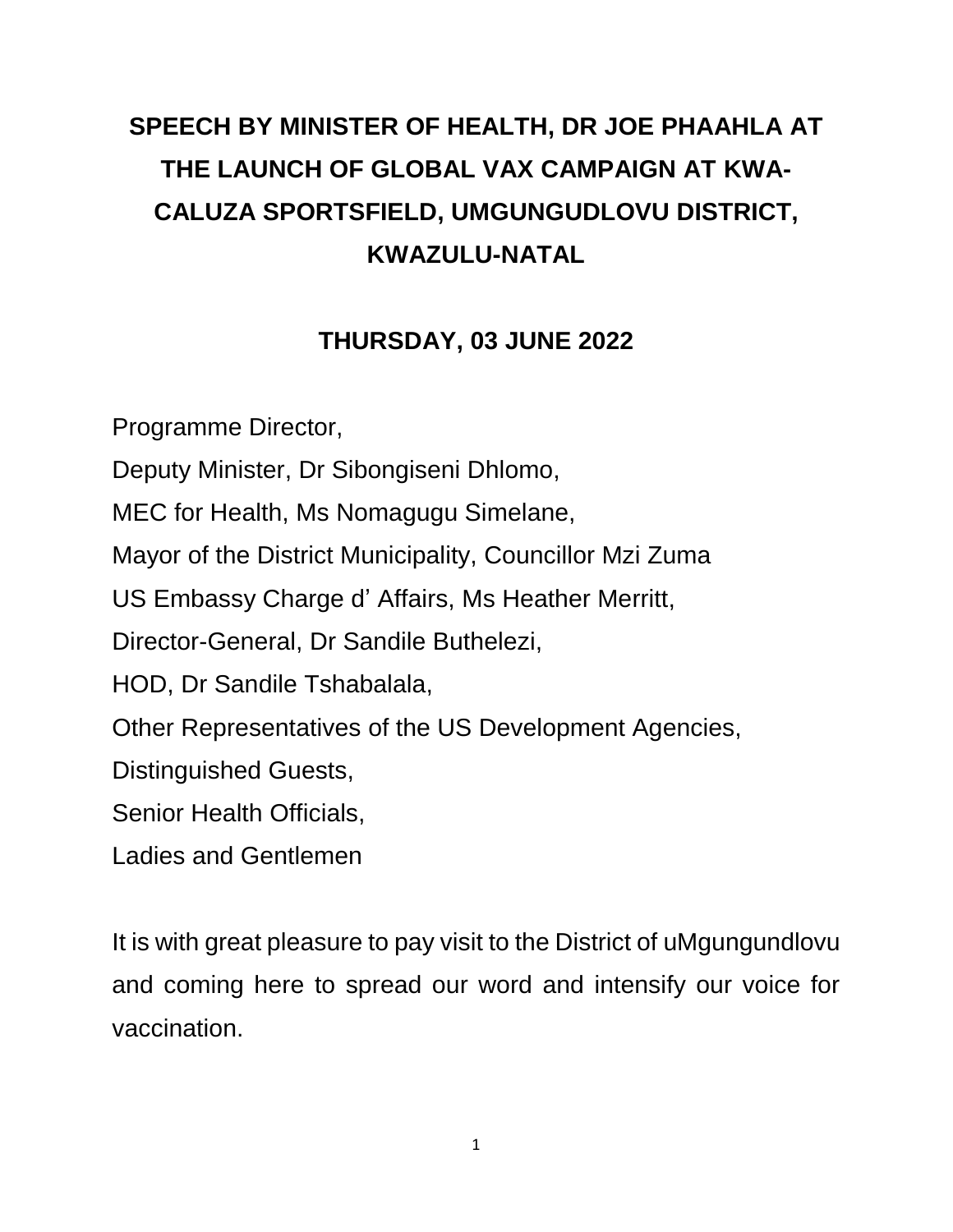# SPEECH BY MINISTER OF HEALTH, DR JOE PHAAHLA AT THE LAUNCH OF GLOBAL VAX CAMPAIGN AT KWA-CALUZA SPORTSFIELD, UMGUNGUDLOVU DISTRICT, KWAZULU-NATAL

## THURSDAY, 03 JUNE 2022

Programme Director,
Deputy Minister, Dr Sibongiseni Dhlomo,
MEC for Health, Ms Nomagugu Simelane,
Mayor of the District Municipality, Councillor Mzi Zuma
US Embassy Charge d' Affairs, Ms Heather Merritt,
Director-General, Dr Sandile Buthelezi,
HOD, Dr Sandile Tshabalala,
Other Representatives of the US Development Agencies,
Distinguished Guests,
Senior Health Officials,
Ladies and Gentlemen

It is with great pleasure to pay visit to the District of uMgungundlovu and coming here to spread our word and intensify our voice for vaccination.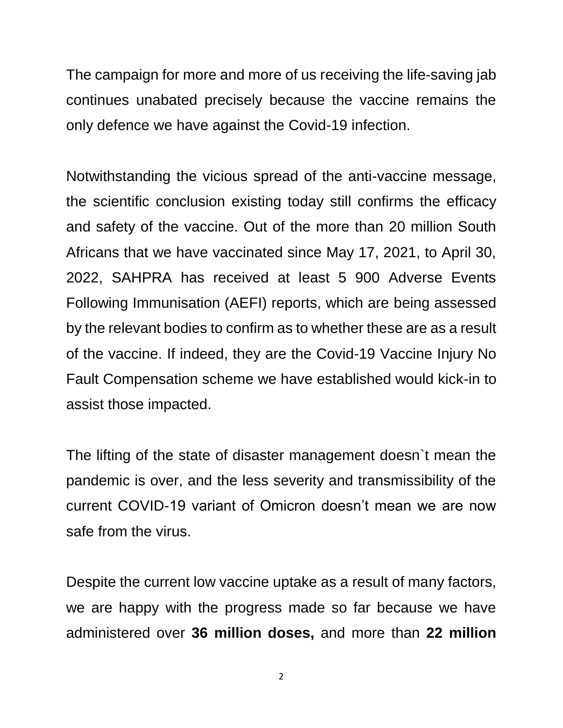The campaign for more and more of us receiving the life-saving jab continues unabated precisely because the vaccine remains the only defence we have against the Covid-19 infection.

Notwithstanding the vicious spread of the anti-vaccine message, the scientific conclusion existing today still confirms the efficacy and safety of the vaccine. Out of the more than 20 million South Africans that we have vaccinated since May 17, 2021, to April 30, 2022, SAHPRA has received at least 5 900 Adverse Events Following Immunisation (AEFI) reports, which are being assessed by the relevant bodies to confirm as to whether these are as a result of the vaccine. If indeed, they are the Covid-19 Vaccine Injury No Fault Compensation scheme we have established would kick-in to assist those impacted.

The lifting of the state of disaster management doesn`t mean the pandemic is over, and the less severity and transmissibility of the current COVID-19 variant of Omicron doesn't mean we are now safe from the virus.

Despite the current low vaccine uptake as a result of many factors, we are happy with the progress made so far because we have administered over **36 million doses,** and more than **22 million**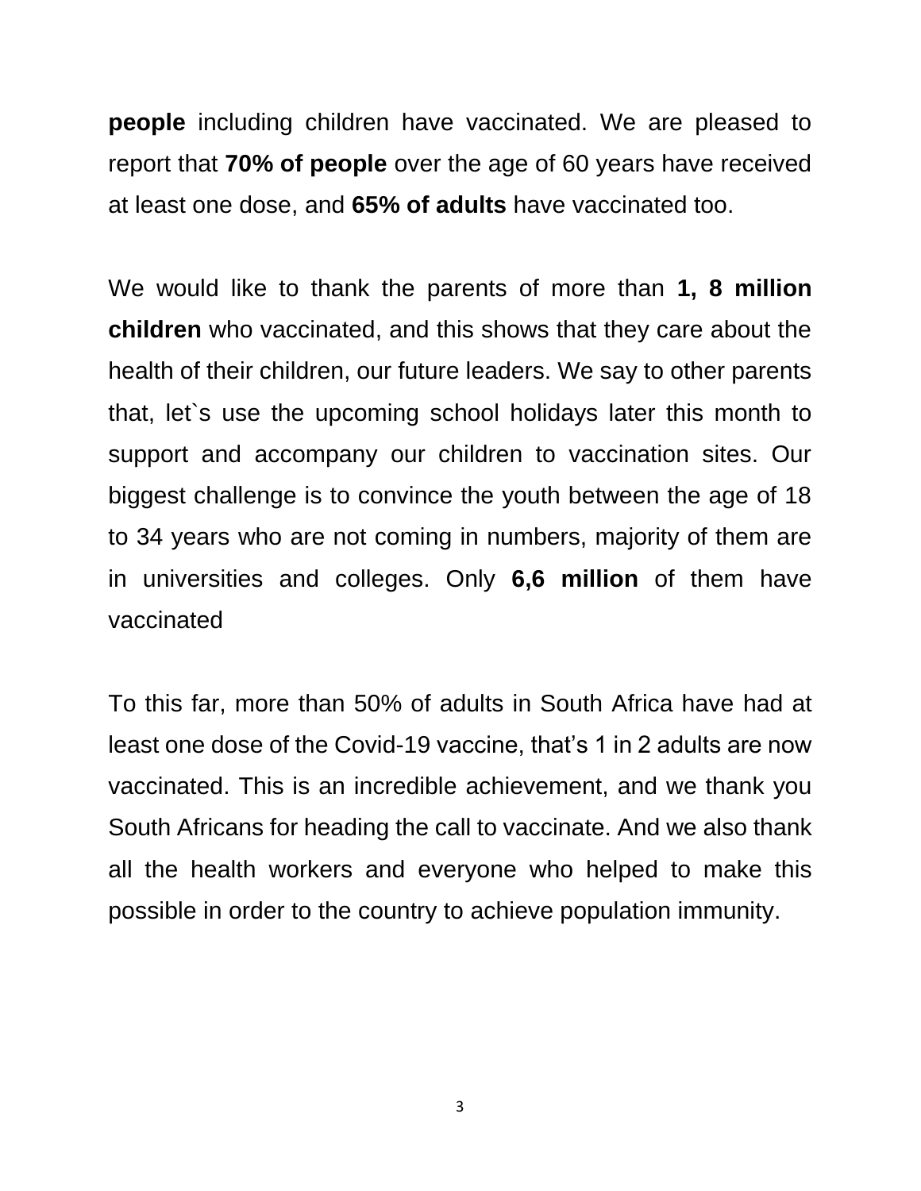**people** including children have vaccinated. We are pleased to report that **70% of people** over the age of 60 years have received at least one dose, and **65% of adults** have vaccinated too.

We would like to thank the parents of more than **1, 8 million children** who vaccinated, and this shows that they care about the health of their children, our future leaders. We say to other parents that, let`s use the upcoming school holidays later this month to support and accompany our children to vaccination sites. Our biggest challenge is to convince the youth between the age of 18 to 34 years who are not coming in numbers, majority of them are in universities and colleges. Only **6,6 million** of them have vaccinated

To this far, more than 50% of adults in South Africa have had at least one dose of the Covid-19 vaccine, that's 1 in 2 adults are now vaccinated. This is an incredible achievement, and we thank you South Africans for heading the call to vaccinate. And we also thank all the health workers and everyone who helped to make this possible in order to the country to achieve population immunity.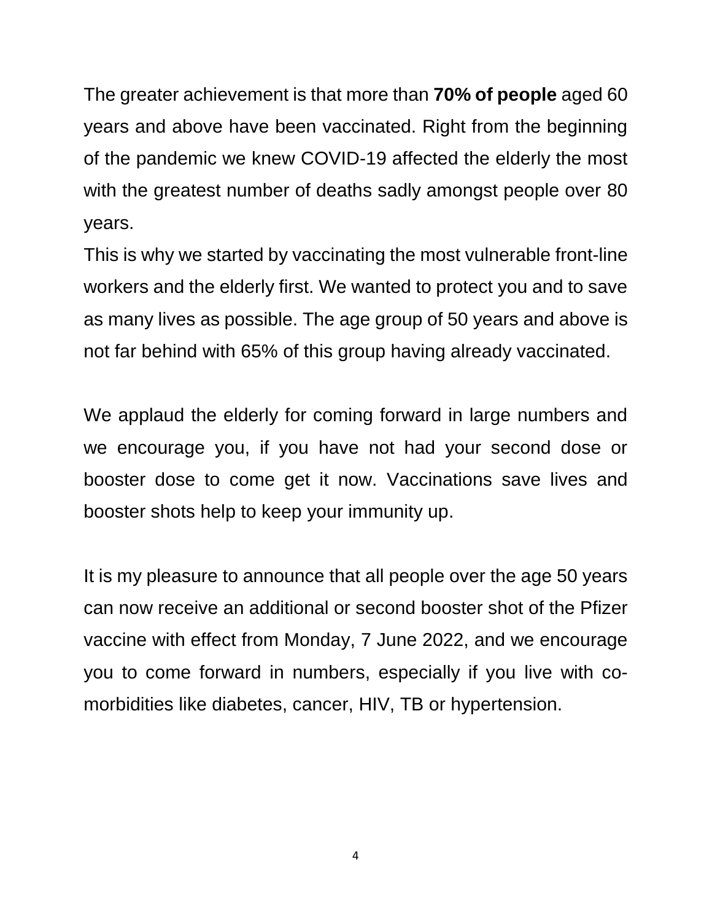The greater achievement is that more than **70% of people** aged 60 years and above have been vaccinated. Right from the beginning of the pandemic we knew COVID-19 affected the elderly the most with the greatest number of deaths sadly amongst people over 80 years.

This is why we started by vaccinating the most vulnerable front-line workers and the elderly first. We wanted to protect you and to save as many lives as possible. The age group of 50 years and above is not far behind with 65% of this group having already vaccinated.

We applaud the elderly for coming forward in large numbers and we encourage you, if you have not had your second dose or booster dose to come get it now. Vaccinations save lives and booster shots help to keep your immunity up.

It is my pleasure to announce that all people over the age 50 years can now receive an additional or second booster shot of the Pfizer vaccine with effect from Monday, 7 June 2022, and we encourage you to come forward in numbers, especially if you live with co-morbidities like diabetes, cancer, HIV, TB or hypertension.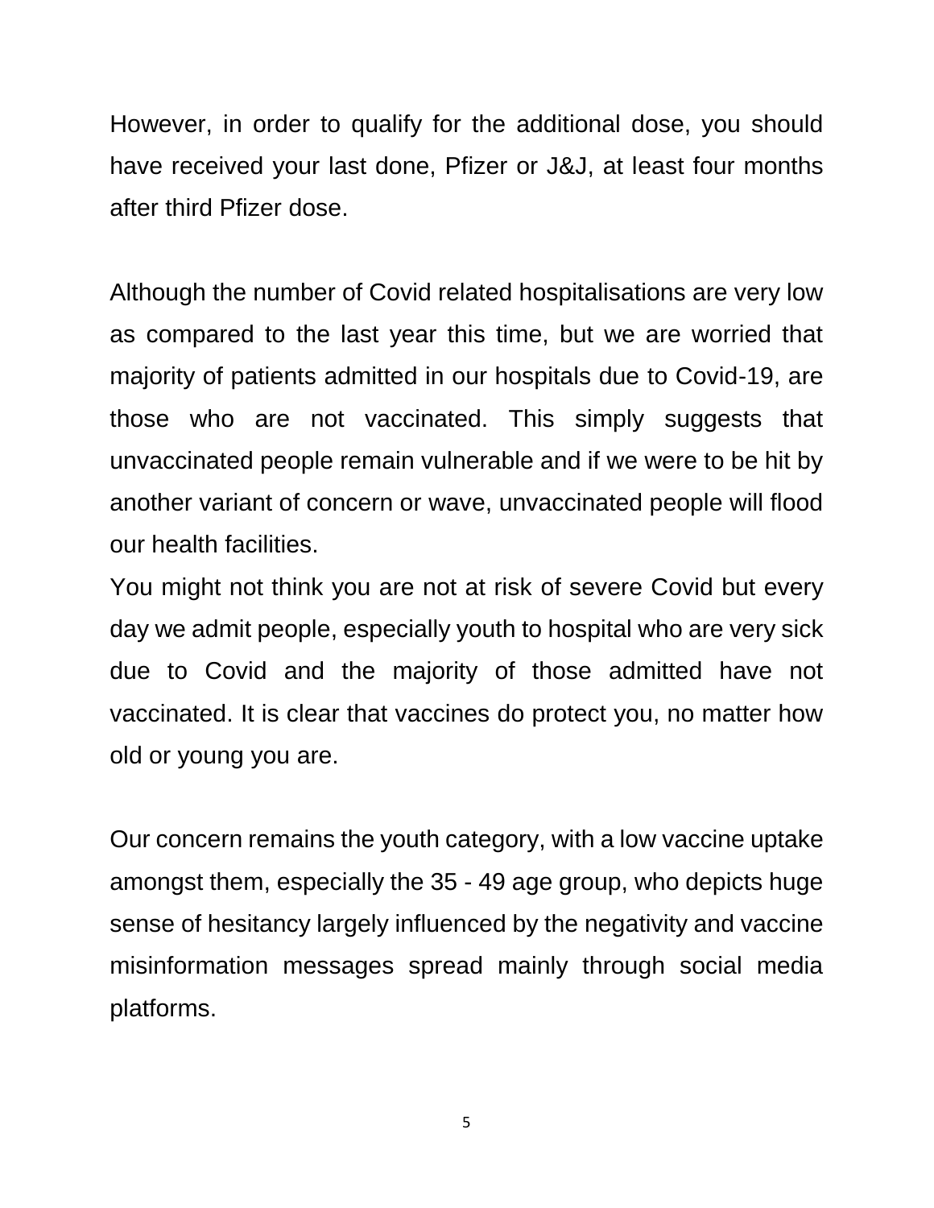However, in order to qualify for the additional dose, you should have received your last done, Pfizer or J&J, at least four months after third Pfizer dose.

Although the number of Covid related hospitalisations are very low as compared to the last year this time, but we are worried that majority of patients admitted in our hospitals due to Covid-19, are those who are not vaccinated. This simply suggests that unvaccinated people remain vulnerable and if we were to be hit by another variant of concern or wave, unvaccinated people will flood our health facilities.

You might not think you are not at risk of severe Covid but every day we admit people, especially youth to hospital who are very sick due to Covid and the majority of those admitted have not vaccinated. It is clear that vaccines do protect you, no matter how old or young you are.

Our concern remains the youth category, with a low vaccine uptake amongst them, especially the 35 - 49 age group, who depicts huge sense of hesitancy largely influenced by the negativity and vaccine misinformation messages spread mainly through social media platforms.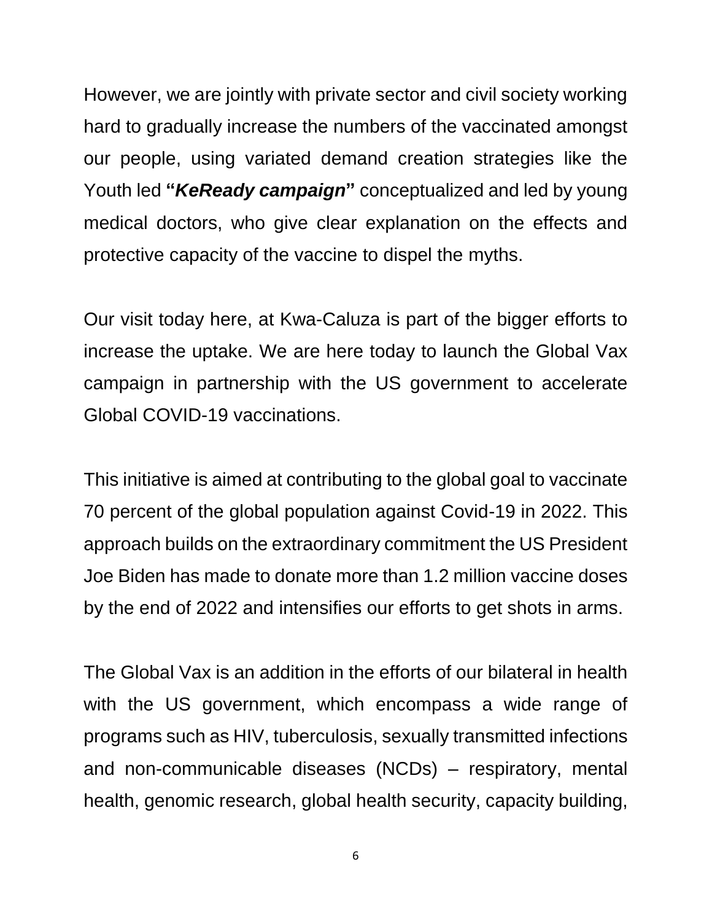However, we are jointly with private sector and civil society working hard to gradually increase the numbers of the vaccinated amongst our people, using variated demand creation strategies like the Youth led **"*KeReady campaign*"** conceptualized and led by young medical doctors, who give clear explanation on the effects and protective capacity of the vaccine to dispel the myths.

Our visit today here, at Kwa-Caluza is part of the bigger efforts to increase the uptake. We are here today to launch the Global Vax campaign in partnership with the US government to accelerate Global COVID-19 vaccinations.

This initiative is aimed at contributing to the global goal to vaccinate 70 percent of the global population against Covid-19 in 2022. This approach builds on the extraordinary commitment the US President Joe Biden has made to donate more than 1.2 million vaccine doses by the end of 2022 and intensifies our efforts to get shots in arms.

The Global Vax is an addition in the efforts of our bilateral in health with the US government, which encompass a wide range of programs such as HIV, tuberculosis, sexually transmitted infections and non-communicable diseases (NCDs) – respiratory, mental health, genomic research, global health security, capacity building,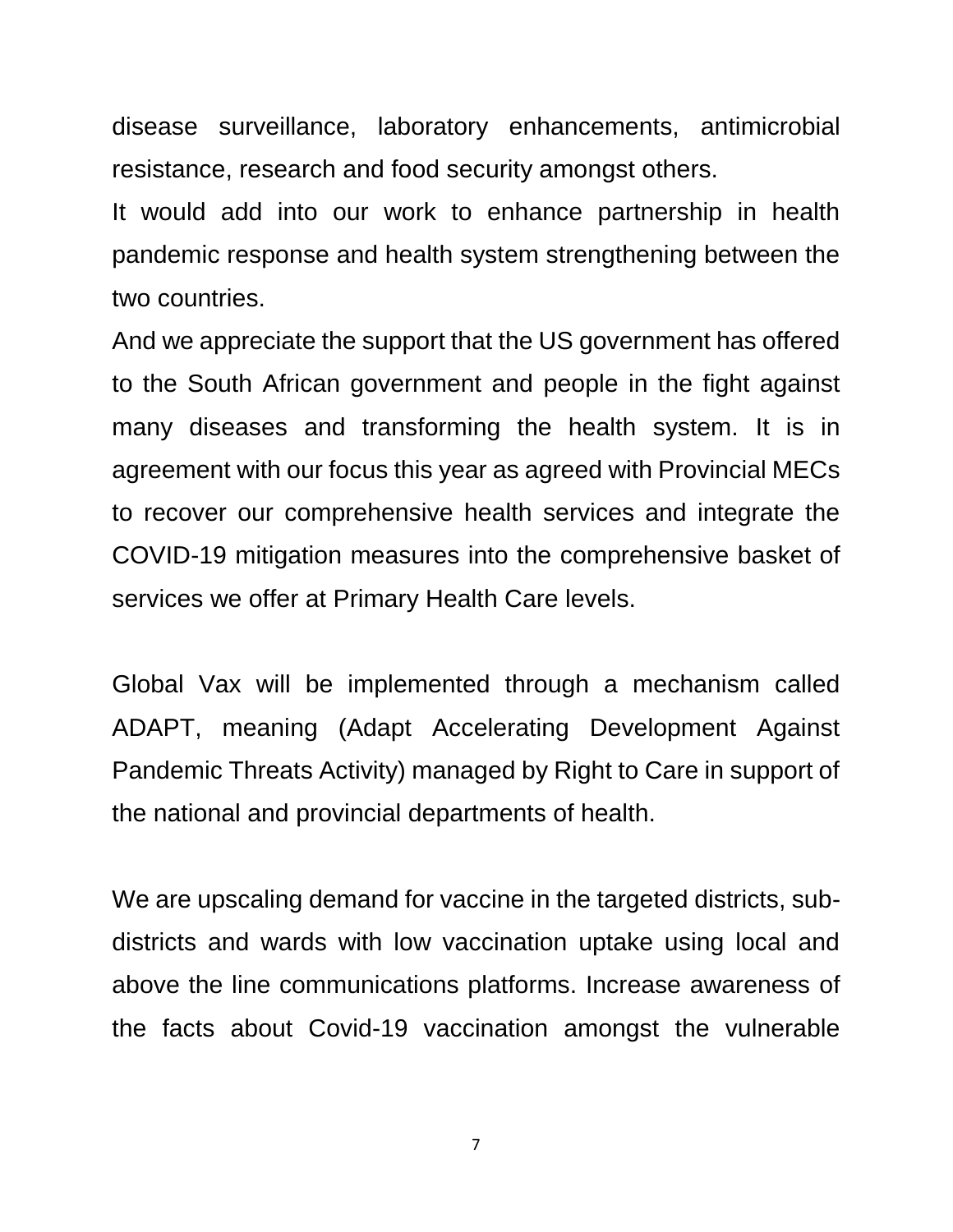disease surveillance, laboratory enhancements, antimicrobial resistance, research and food security amongst others.

It would add into our work to enhance partnership in health pandemic response and health system strengthening between the two countries.

And we appreciate the support that the US government has offered to the South African government and people in the fight against many diseases and transforming the health system. It is in agreement with our focus this year as agreed with Provincial MECs to recover our comprehensive health services and integrate the COVID-19 mitigation measures into the comprehensive basket of services we offer at Primary Health Care levels.

Global Vax will be implemented through a mechanism called ADAPT, meaning (Adapt Accelerating Development Against Pandemic Threats Activity) managed by Right to Care in support of the national and provincial departments of health.

We are upscaling demand for vaccine in the targeted districts, sub-districts and wards with low vaccination uptake using local and above the line communications platforms. Increase awareness of the facts about Covid-19 vaccination amongst the vulnerable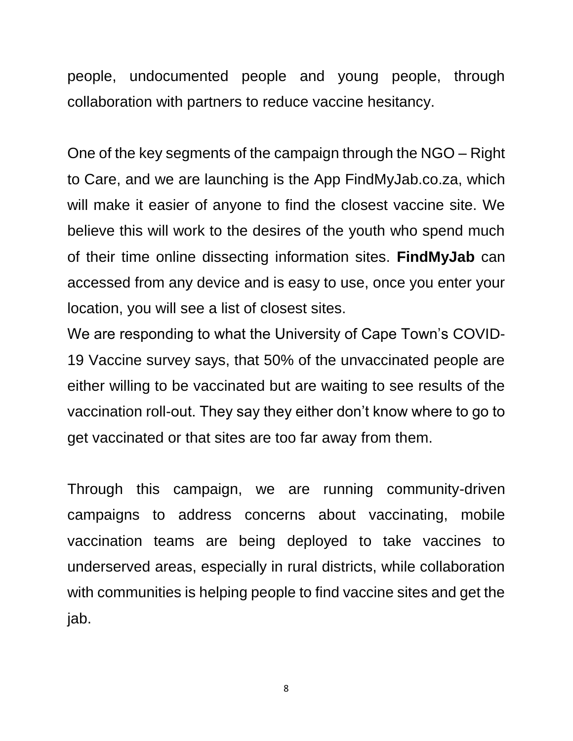people, undocumented people and young people, through collaboration with partners to reduce vaccine hesitancy.

One of the key segments of the campaign through the NGO – Right to Care, and we are launching is the App FindMyJab.co.za, which will make it easier of anyone to find the closest vaccine site. We believe this will work to the desires of the youth who spend much of their time online dissecting information sites. **FindMyJab** can accessed from any device and is easy to use, once you enter your location, you will see a list of closest sites.

We are responding to what the University of Cape Town's COVID-19 Vaccine survey says, that 50% of the unvaccinated people are either willing to be vaccinated but are waiting to see results of the vaccination roll-out. They say they either don't know where to go to get vaccinated or that sites are too far away from them.

Through this campaign, we are running community-driven campaigns to address concerns about vaccinating, mobile vaccination teams are being deployed to take vaccines to underserved areas, especially in rural districts, while collaboration with communities is helping people to find vaccine sites and get the jab.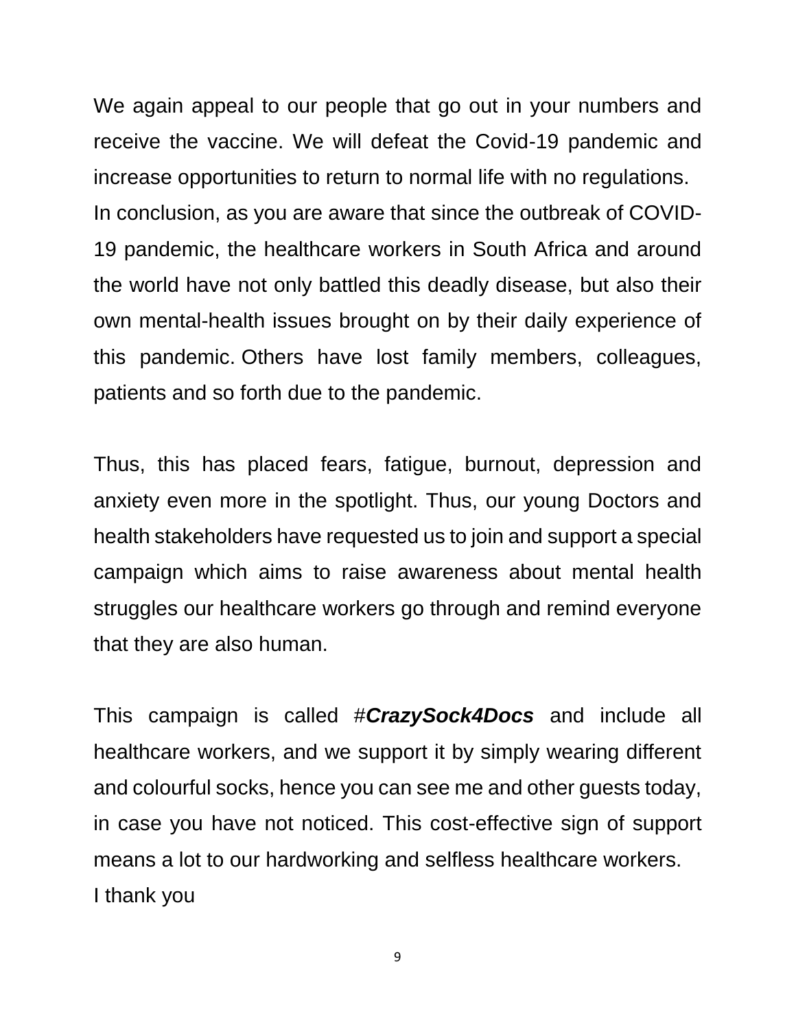We again appeal to our people that go out in your numbers and receive the vaccine. We will defeat the Covid-19 pandemic and increase opportunities to return to normal life with no regulations.
In conclusion, as you are aware that since the outbreak of COVID-19 pandemic, the healthcare workers in South Africa and around the world have not only battled this deadly disease, but also their own mental-health issues brought on by their daily experience of this pandemic. Others have lost family members, colleagues, patients and so forth due to the pandemic.

Thus, this has placed fears, fatigue, burnout, depression and anxiety even more in the spotlight. Thus, our young Doctors and health stakeholders have requested us to join and support a special campaign which aims to raise awareness about mental health struggles our healthcare workers go through and remind everyone that they are also human.

This campaign is called #***CrazySock4Docs*** and include all healthcare workers, and we support it by simply wearing different and colourful socks, hence you can see me and other guests today, in case you have not noticed. This cost-effective sign of support means a lot to our hardworking and selfless healthcare workers.
I thank you